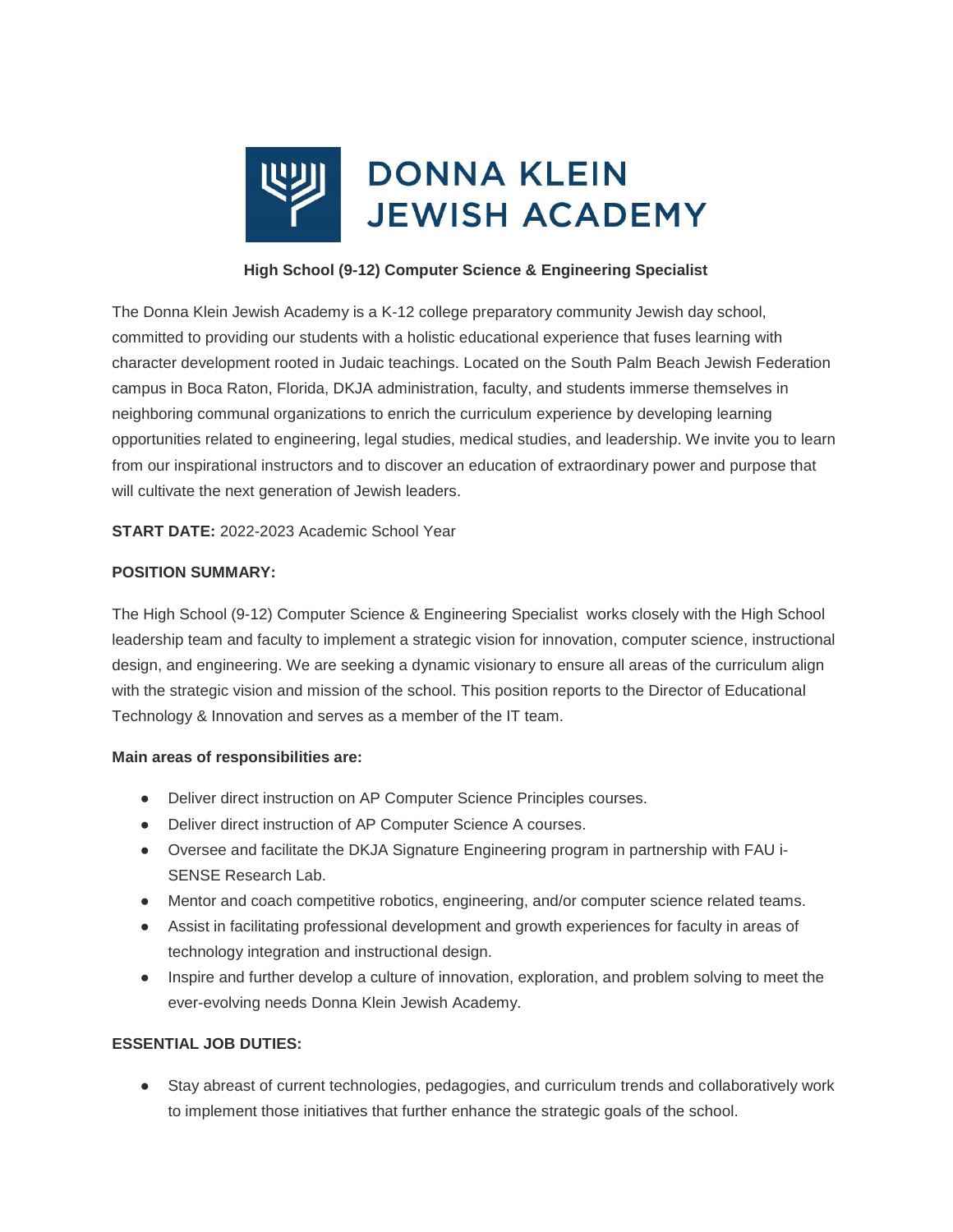# DONNA KLEIN JEWISH ACADEMY

## High School (9-12) Computer Science & Engineering Specialist

The Donna Klein Jewish Academy is a K-12 college preparatory community Jewish day school, committed to providing our students with a holistic educational experience that fuses learning with character development rooted in Judaic teachings. Located on the South Palm Beach Jewish Federation campus in Boca Raton, Florida, DKJA administration, faculty, and students immerse themselves in neighboring communal organizations to enrich the curriculum experience by developing learning opportunities related to engineering, legal studies, medical studies, and leadership. We invite you to learn from our inspirational instructors and to discover an education of extraordinary power and purpose that will cultivate the next generation of Jewish leaders.

**START DATE:** 2022-2023 Academic School Year

**POSITION SUMMARY:**

The High School (9-12) Computer Science & Engineering Specialist works closely with the High School leadership team and faculty to implement a strategic vision for innovation, computer science, instructional design, and engineering. We are seeking a dynamic visionary to ensure all areas of the curriculum align with the strategic vision and mission of the school. This position reports to the Director of Educational Technology & Innovation and serves as a member of the IT team.

**Main areas of responsibilities are:**

- Deliver direct instruction on AP Computer Science Principles courses.
- Deliver direct instruction of AP Computer Science A courses.
- Oversee and facilitate the DKJA Signature Engineering program in partnership with FAU i-SENSE Research Lab.
- Mentor and coach competitive robotics, engineering, and/or computer science related teams.
- Assist in facilitating professional development and growth experiences for faculty in areas of technology integration and instructional design.
- Inspire and further develop a culture of innovation, exploration, and problem solving to meet the ever-evolving needs Donna Klein Jewish Academy.

**ESSENTIAL JOB DUTIES:**

- Stay abreast of current technologies, pedagogies, and curriculum trends and collaboratively work to implement those initiatives that further enhance the strategic goals of the school.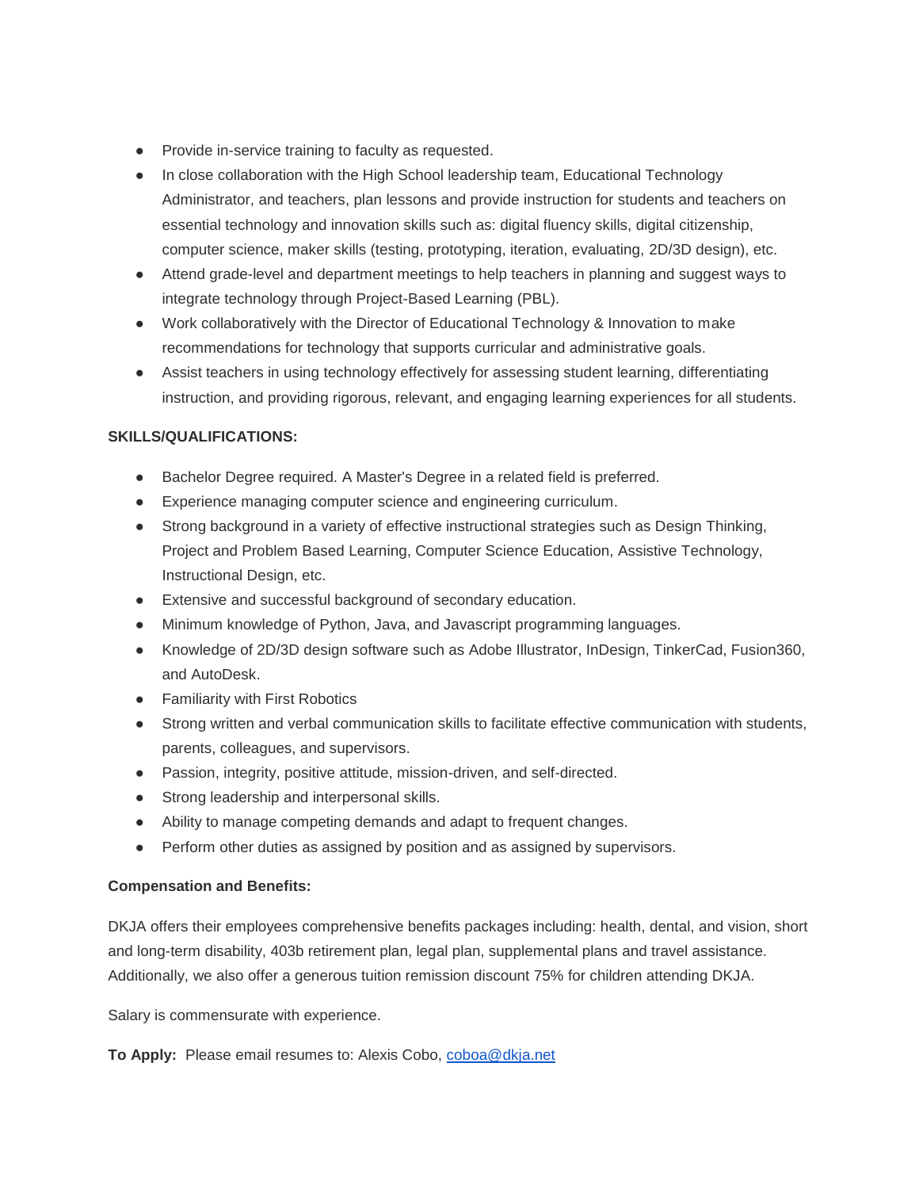- Provide in-service training to faculty as requested.
- In close collaboration with the High School leadership team, Educational Technology Administrator, and teachers, plan lessons and provide instruction for students and teachers on essential technology and innovation skills such as: digital fluency skills, digital citizenship, computer science, maker skills (testing, prototyping, iteration, evaluating, 2D/3D design), etc.
- Attend grade-level and department meetings to help teachers in planning and suggest ways to integrate technology through Project-Based Learning (PBL).
- Work collaboratively with the Director of Educational Technology & Innovation to make recommendations for technology that supports curricular and administrative goals.
- Assist teachers in using technology effectively for assessing student learning, differentiating instruction, and providing rigorous, relevant, and engaging learning experiences for all students.

**SKILLS/QUALIFICATIONS:**

- Bachelor Degree required. A Master's Degree in a related field is preferred.
- Experience managing computer science and engineering curriculum.
- Strong background in a variety of effective instructional strategies such as Design Thinking, Project and Problem Based Learning, Computer Science Education, Assistive Technology, Instructional Design, etc.
- Extensive and successful background of secondary education.
- Minimum knowledge of Python, Java, and Javascript programming languages.
- Knowledge of 2D/3D design software such as Adobe Illustrator, InDesign, TinkerCad, Fusion360, and AutoDesk.
- Familiarity with First Robotics
- Strong written and verbal communication skills to facilitate effective communication with students, parents, colleagues, and supervisors.
- Passion, integrity, positive attitude, mission-driven, and self-directed.
- Strong leadership and interpersonal skills.
- Ability to manage competing demands and adapt to frequent changes.
- Perform other duties as assigned by position and as assigned by supervisors.

**Compensation and Benefits:**

DKJA offers their employees comprehensive benefits packages including: health, dental, and vision, short and long-term disability, 403b retirement plan, legal plan, supplemental plans and travel assistance. Additionally, we also offer a generous tuition remission discount 75% for children attending DKJA.

Salary is commensurate with experience.

**To Apply:** Please email resumes to: Alexis Cobo, coboa@dkja.net